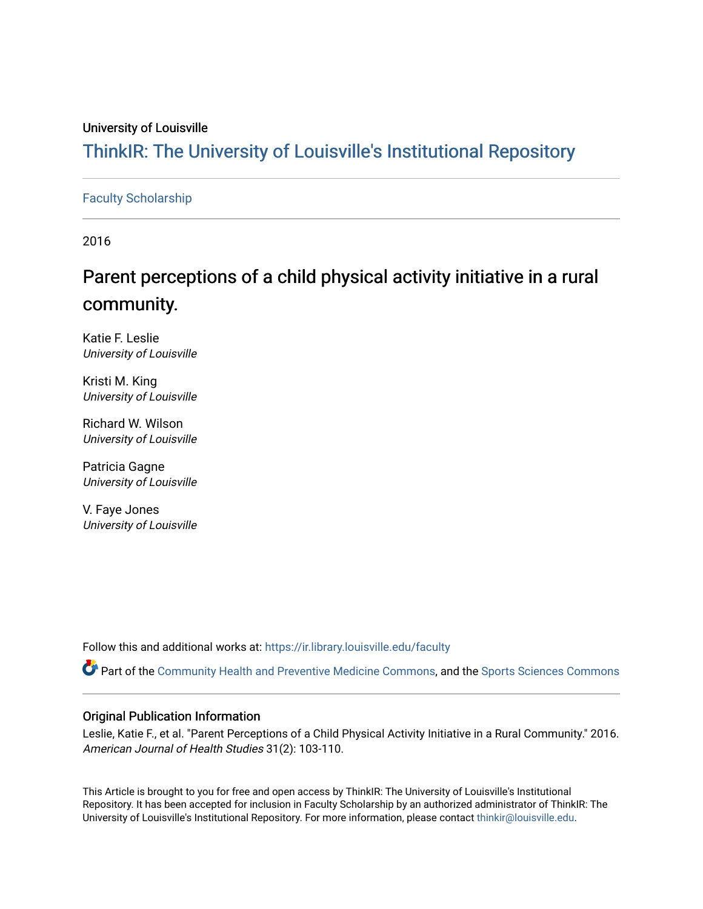University of Louisville

# ThinkIR: The University of Louisville's Institutional Repository

Faculty Scholarship

2016

## Parent perceptions of a child physical activity initiative in a rural community.

Katie F. Leslie
*University of Louisville*

Kristi M. King
*University of Louisville*

Richard W. Wilson
*University of Louisville*

Patricia Gagne
*University of Louisville*

V. Faye Jones
*University of Louisville*

Follow this and additional works at: https://ir.library.louisville.edu/faculty

Part of the Community Health and Preventive Medicine Commons, and the Sports Sciences Commons

### Original Publication Information

Leslie, Katie F., et al. "Parent Perceptions of a Child Physical Activity Initiative in a Rural Community." 2016. *American Journal of Health Studies* 31(2): 103-110.

This Article is brought to you for free and open access by ThinkIR: The University of Louisville's Institutional Repository. It has been accepted for inclusion in Faculty Scholarship by an authorized administrator of ThinkIR: The University of Louisville's Institutional Repository. For more information, please contact thinkir@louisville.edu.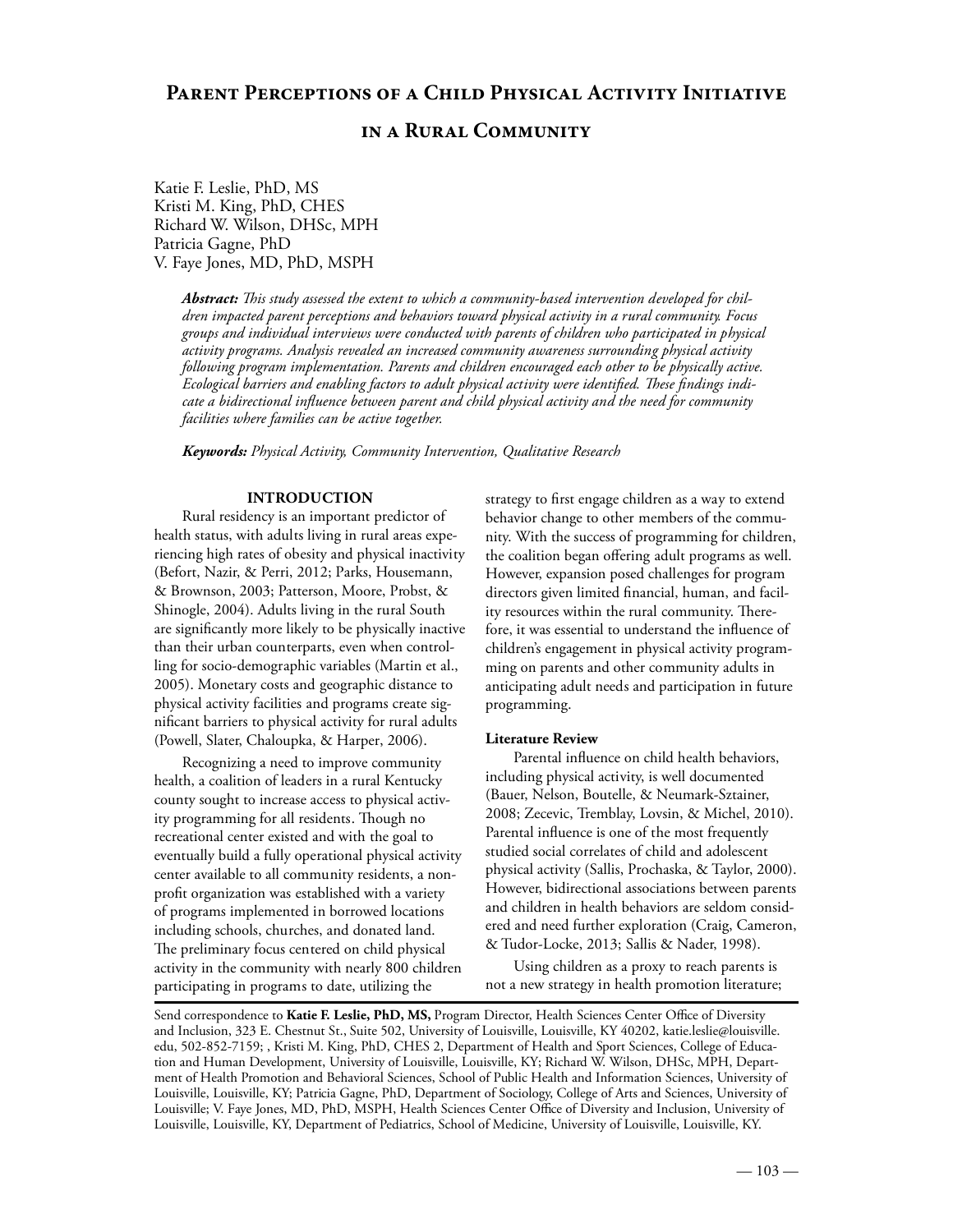# Parent Perceptions of a Child Physical Activity Initiative in a Rural Community

Katie F. Leslie, PhD, MS
Kristi M. King, PhD, CHES
Richard W. Wilson, DHSc, MPH
Patricia Gagne, PhD
V. Faye Jones, MD, PhD, MSPH

***Abstract:*** *This study assessed the extent to which a community-based intervention developed for children impacted parent perceptions and behaviors toward physical activity in a rural community. Focus groups and individual interviews were conducted with parents of children who participated in physical activity programs. Analysis revealed an increased community awareness surrounding physical activity following program implementation. Parents and children encouraged each other to be physically active. Ecological barriers and enabling factors to adult physical activity were identified. These findings indicate a bidirectional influence between parent and child physical activity and the need for community facilities where families can be active together.*

***Keywords:*** *Physical Activity, Community Intervention, Qualitative Research*

## INTRODUCTION

Rural residency is an important predictor of health status, with adults living in rural areas experiencing high rates of obesity and physical inactivity (Befort, Nazir, & Perri, 2012; Parks, Housemann, & Brownson, 2003; Patterson, Moore, Probst, & Shinogle, 2004). Adults living in the rural South are significantly more likely to be physically inactive than their urban counterparts, even when controlling for socio-demographic variables (Martin et al., 2005). Monetary costs and geographic distance to physical activity facilities and programs create significant barriers to physical activity for rural adults (Powell, Slater, Chaloupka, & Harper, 2006).

Recognizing a need to improve community health, a coalition of leaders in a rural Kentucky county sought to increase access to physical activity programming for all residents. Though no recreational center existed and with the goal to eventually build a fully operational physical activity center available to all community residents, a nonprofit organization was established with a variety of programs implemented in borrowed locations including schools, churches, and donated land. The preliminary focus centered on child physical activity in the community with nearly 800 children participating in programs to date, utilizing the strategy to first engage children as a way to extend behavior change to other members of the community. With the success of programming for children, the coalition began offering adult programs as well. However, expansion posed challenges for program directors given limited financial, human, and facility resources within the rural community. Therefore, it was essential to understand the influence of children's engagement in physical activity programming on parents and other community adults in anticipating adult needs and participation in future programming.

### Literature Review

Parental influence on child health behaviors, including physical activity, is well documented (Bauer, Nelson, Boutelle, & Neumark-Sztainer, 2008; Zecevic, Tremblay, Lovsin, & Michel, 2010). Parental influence is one of the most frequently studied social correlates of child and adolescent physical activity (Sallis, Prochaska, & Taylor, 2000). However, bidirectional associations between parents and children in health behaviors are seldom considered and need further exploration (Craig, Cameron, & Tudor-Locke, 2013; Sallis & Nader, 1998).

Using children as a proxy to reach parents is not a new strategy in health promotion literature;

Send correspondence to **Katie F. Leslie, PhD, MS,** Program Director, Health Sciences Center Office of Diversity and Inclusion, 323 E. Chestnut St., Suite 502, University of Louisville, Louisville, KY 40202, katie.leslie@louisville.edu, 502-852-7159; , Kristi M. King, PhD, CHES 2, Department of Health and Sport Sciences, College of Education and Human Development, University of Louisville, Louisville, KY; Richard W. Wilson, DHSc, MPH, Department of Health Promotion and Behavioral Sciences, School of Public Health and Information Sciences, University of Louisville, Louisville, KY; Patricia Gagne, PhD, Department of Sociology, College of Arts and Sciences, University of Louisville; V. Faye Jones, MD, PhD, MSPH, Health Sciences Center Office of Diversity and Inclusion, University of Louisville, Louisville, KY, Department of Pediatrics, School of Medicine, University of Louisville, Louisville, KY.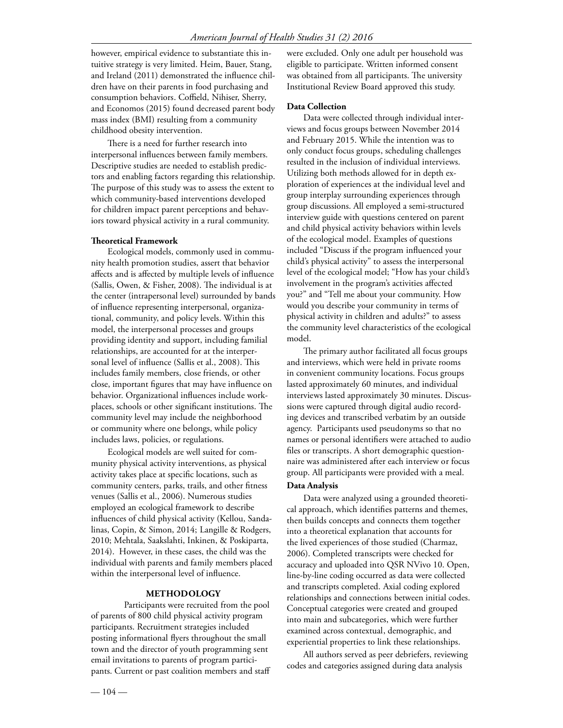however, empirical evidence to substantiate this intuitive strategy is very limited. Heim, Bauer, Stang, and Ireland (2011) demonstrated the influence children have on their parents in food purchasing and consumption behaviors. Coffield, Nihiser, Sherry, and Economos (2015) found decreased parent body mass index (BMI) resulting from a community childhood obesity intervention.

There is a need for further research into interpersonal influences between family members. Descriptive studies are needed to establish predictors and enabling factors regarding this relationship. The purpose of this study was to assess the extent to which community-based interventions developed for children impact parent perceptions and behaviors toward physical activity in a rural community.

**Theoretical Framework**

Ecological models, commonly used in community health promotion studies, assert that behavior affects and is affected by multiple levels of influence (Sallis, Owen, & Fisher, 2008). The individual is at the center (intrapersonal level) surrounded by bands of influence representing interpersonal, organizational, community, and policy levels. Within this model, the interpersonal processes and groups providing identity and support, including familial relationships, are accounted for at the interpersonal level of influence (Sallis et al., 2008). This includes family members, close friends, or other close, important figures that may have influence on behavior. Organizational influences include workplaces, schools or other significant institutions. The community level may include the neighborhood or community where one belongs, while policy includes laws, policies, or regulations.

Ecological models are well suited for community physical activity interventions, as physical activity takes place at specific locations, such as community centers, parks, trails, and other fitness venues (Sallis et al., 2006). Numerous studies employed an ecological framework to describe influences of child physical activity (Kellou, Sandalinas, Copin, & Simon, 2014; Langille & Rodgers, 2010; Mehtala, Saakslahti, Inkinen, & Poskiparta, 2014). However, in these cases, the child was the individual with parents and family members placed within the interpersonal level of influence.

## METHODOLOGY

Participants were recruited from the pool of parents of 800 child physical activity program participants. Recruitment strategies included posting informational flyers throughout the small town and the director of youth programming sent email invitations to parents of program participants. Current or past coalition members and staff were excluded. Only one adult per household was eligible to participate. Written informed consent was obtained from all participants. The university Institutional Review Board approved this study.

**Data Collection**

Data were collected through individual interviews and focus groups between November 2014 and February 2015. While the intention was to only conduct focus groups, scheduling challenges resulted in the inclusion of individual interviews. Utilizing both methods allowed for in depth exploration of experiences at the individual level and group interplay surrounding experiences through group discussions. All employed a semi-structured interview guide with questions centered on parent and child physical activity behaviors within levels of the ecological model. Examples of questions included "Discuss if the program influenced your child's physical activity" to assess the interpersonal level of the ecological model; "How has your child's involvement in the program's activities affected you?" and "Tell me about your community. How would you describe your community in terms of physical activity in children and adults?" to assess the community level characteristics of the ecological model.

The primary author facilitated all focus groups and interviews, which were held in private rooms in convenient community locations. Focus groups lasted approximately 60 minutes, and individual interviews lasted approximately 30 minutes. Discussions were captured through digital audio recording devices and transcribed verbatim by an outside agency. Participants used pseudonyms so that no names or personal identifiers were attached to audio files or transcripts. A short demographic questionnaire was administered after each interview or focus group. All participants were provided with a meal.

**Data Analysis**

Data were analyzed using a grounded theoretical approach, which identifies patterns and themes, then builds concepts and connects them together into a theoretical explanation that accounts for the lived experiences of those studied (Charmaz, 2006). Completed transcripts were checked for accuracy and uploaded into QSR NVivo 10. Open, line-by-line coding occurred as data were collected and transcripts completed. Axial coding explored relationships and connections between initial codes. Conceptual categories were created and grouped into main and subcategories, which were further examined across contextual, demographic, and experiential properties to link these relationships.

All authors served as peer debriefers, reviewing codes and categories assigned during data analysis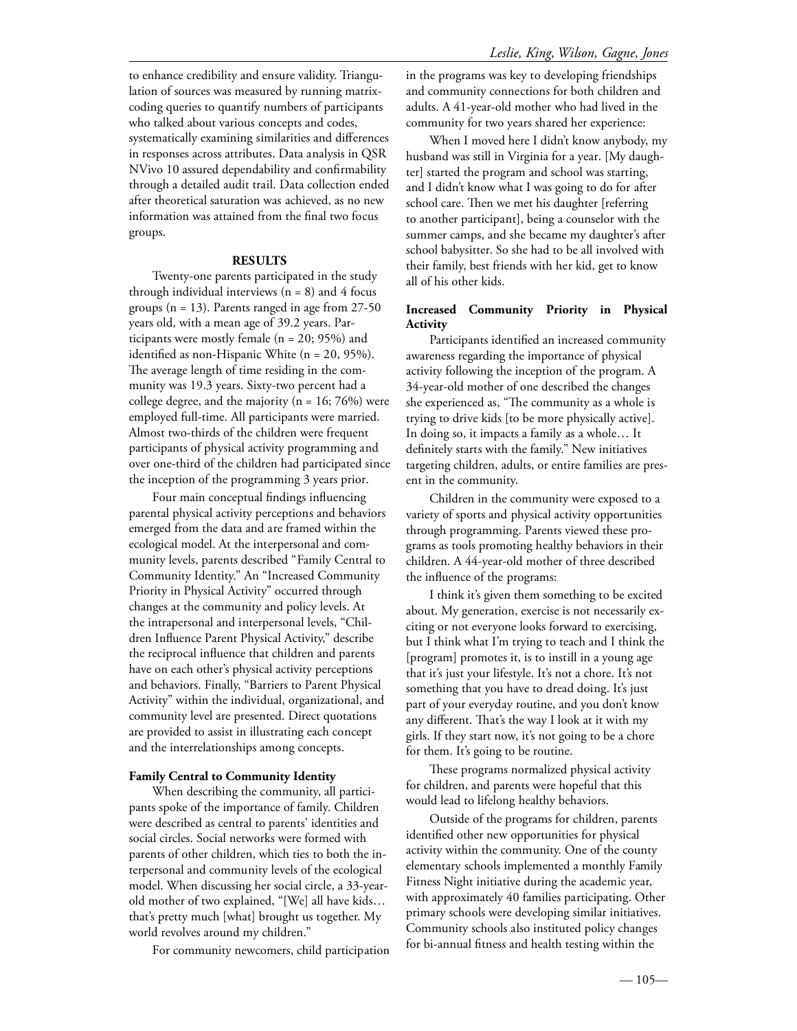to enhance credibility and ensure validity. Triangulation of sources was measured by running matrix-coding queries to quantify numbers of participants who talked about various concepts and codes, systematically examining similarities and differences in responses across attributes. Data analysis in QSR NVivo 10 assured dependability and confirmability through a detailed audit trail. Data collection ended after theoretical saturation was achieved, as no new information was attained from the final two focus groups.

## RESULTS

Twenty-one parents participated in the study through individual interviews (n = 8) and 4 focus groups (n = 13). Parents ranged in age from 27-50 years old, with a mean age of 39.2 years. Participants were mostly female (n = 20; 95%) and identified as non-Hispanic White (n = 20, 95%). The average length of time residing in the community was 19.3 years. Sixty-two percent had a college degree, and the majority (n = 16; 76%) were employed full-time. All participants were married. Almost two-thirds of the children were frequent participants of physical activity programming and over one-third of the children had participated since the inception of the programming 3 years prior.

Four main conceptual findings influencing parental physical activity perceptions and behaviors emerged from the data and are framed within the ecological model. At the interpersonal and community levels, parents described "Family Central to Community Identity." An "Increased Community Priority in Physical Activity" occurred through changes at the community and policy levels. At the intrapersonal and interpersonal levels, "Children Influence Parent Physical Activity," describe the reciprocal influence that children and parents have on each other's physical activity perceptions and behaviors. Finally, "Barriers to Parent Physical Activity" within the individual, organizational, and community level are presented. Direct quotations are provided to assist in illustrating each concept and the interrelationships among concepts.

### Family Central to Community Identity

When describing the community, all participants spoke of the importance of family. Children were described as central to parents' identities and social circles. Social networks were formed with parents of other children, which ties to both the interpersonal and community levels of the ecological model. When discussing her social circle, a 33-year-old mother of two explained, "[We] all have kids… that's pretty much [what] brought us together. My world revolves around my children."

For community newcomers, child participation in the programs was key to developing friendships and community connections for both children and adults. A 41-year-old mother who had lived in the community for two years shared her experience:

When I moved here I didn't know anybody, my husband was still in Virginia for a year. [My daughter] started the program and school was starting, and I didn't know what I was going to do for after school care. Then we met his daughter [referring to another participant], being a counselor with the summer camps, and she became my daughter's after school babysitter. So she had to be all involved with their family, best friends with her kid, get to know all of his other kids.

### Increased Community Priority in Physical Activity

Participants identified an increased community awareness regarding the importance of physical activity following the inception of the program. A 34-year-old mother of one described the changes she experienced as, "The community as a whole is trying to drive kids [to be more physically active]. In doing so, it impacts a family as a whole… It definitely starts with the family." New initiatives targeting children, adults, or entire families are present in the community.

Children in the community were exposed to a variety of sports and physical activity opportunities through programming. Parents viewed these programs as tools promoting healthy behaviors in their children. A 44-year-old mother of three described the influence of the programs:

I think it's given them something to be excited about. My generation, exercise is not necessarily exciting or not everyone looks forward to exercising, but I think what I'm trying to teach and I think the [program] promotes it, is to instill in a young age that it's just your lifestyle. It's not a chore. It's not something that you have to dread doing. It's just part of your everyday routine, and you don't know any different. That's the way I look at it with my girls. If they start now, it's not going to be a chore for them. It's going to be routine.

These programs normalized physical activity for children, and parents were hopeful that this would lead to lifelong healthy behaviors.

Outside of the programs for children, parents identified other new opportunities for physical activity within the community. One of the county elementary schools implemented a monthly Family Fitness Night initiative during the academic year, with approximately 40 families participating. Other primary schools were developing similar initiatives. Community schools also instituted policy changes for bi-annual fitness and health testing within the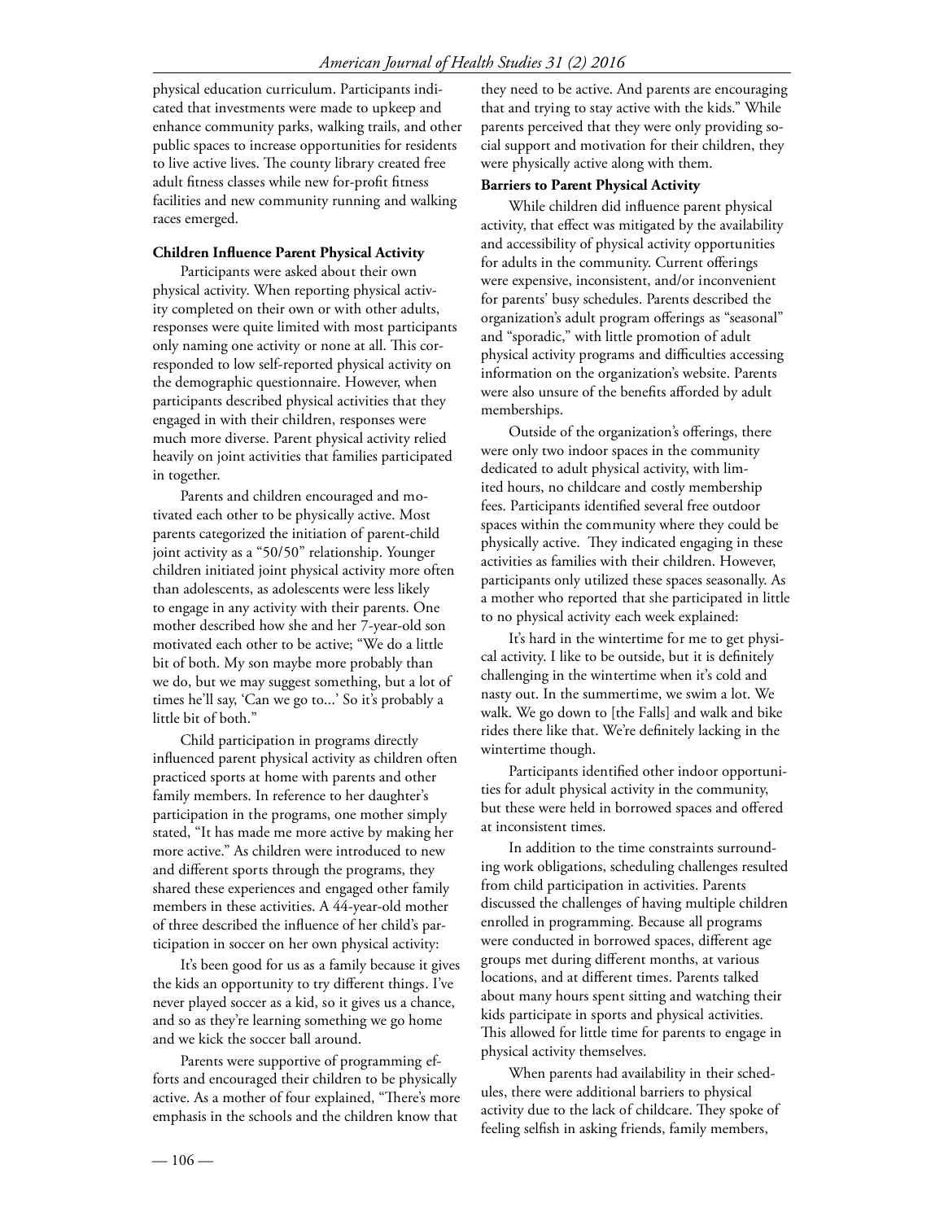physical education curriculum. Participants indicated that investments were made to upkeep and enhance community parks, walking trails, and other public spaces to increase opportunities for residents to live active lives. The county library created free adult fitness classes while new for-profit fitness facilities and new community running and walking races emerged.

### Children Influence Parent Physical Activity

Participants were asked about their own physical activity. When reporting physical activity completed on their own or with other adults, responses were quite limited with most participants only naming one activity or none at all. This corresponded to low self-reported physical activity on the demographic questionnaire. However, when participants described physical activities that they engaged in with their children, responses were much more diverse. Parent physical activity relied heavily on joint activities that families participated in together.

Parents and children encouraged and motivated each other to be physically active. Most parents categorized the initiation of parent-child joint activity as a "50/50" relationship. Younger children initiated joint physical activity more often than adolescents, as adolescents were less likely to engage in any activity with their parents. One mother described how she and her 7-year-old son motivated each other to be active; "We do a little bit of both. My son maybe more probably than we do, but we may suggest something, but a lot of times he'll say, 'Can we go to...' So it's probably a little bit of both."

Child participation in programs directly influenced parent physical activity as children often practiced sports at home with parents and other family members. In reference to her daughter's participation in the programs, one mother simply stated, "It has made me more active by making her more active." As children were introduced to new and different sports through the programs, they shared these experiences and engaged other family members in these activities. A 44-year-old mother of three described the influence of her child's participation in soccer on her own physical activity:

> It's been good for us as a family because it gives the kids an opportunity to try different things. I've never played soccer as a kid, so it gives us a chance, and so as they're learning something we go home and we kick the soccer ball around.

Parents were supportive of programming efforts and encouraged their children to be physically active. As a mother of four explained, "There's more emphasis in the schools and the children know that they need to be active. And parents are encouraging that and trying to stay active with the kids." While parents perceived that they were only providing social support and motivation for their children, they were physically active along with them.

### Barriers to Parent Physical Activity

While children did influence parent physical activity, that effect was mitigated by the availability and accessibility of physical activity opportunities for adults in the community. Current offerings were expensive, inconsistent, and/or inconvenient for parents' busy schedules. Parents described the organization's adult program offerings as "seasonal" and "sporadic," with little promotion of adult physical activity programs and difficulties accessing information on the organization's website. Parents were also unsure of the benefits afforded by adult memberships.

Outside of the organization's offerings, there were only two indoor spaces in the community dedicated to adult physical activity, with limited hours, no childcare and costly membership fees. Participants identified several free outdoor spaces within the community where they could be physically active. They indicated engaging in these activities as families with their children. However, participants only utilized these spaces seasonally. As a mother who reported that she participated in little to no physical activity each week explained:

> It's hard in the wintertime for me to get physical activity. I like to be outside, but it is definitely challenging in the wintertime when it's cold and nasty out. In the summertime, we swim a lot. We walk. We go down to [the Falls] and walk and bike rides there like that. We're definitely lacking in the wintertime though.

Participants identified other indoor opportunities for adult physical activity in the community, but these were held in borrowed spaces and offered at inconsistent times.

In addition to the time constraints surrounding work obligations, scheduling challenges resulted from child participation in activities. Parents discussed the challenges of having multiple children enrolled in programming. Because all programs were conducted in borrowed spaces, different age groups met during different months, at various locations, and at different times. Parents talked about many hours spent sitting and watching their kids participate in sports and physical activities. This allowed for little time for parents to engage in physical activity themselves.

When parents had availability in their schedules, there were additional barriers to physical activity due to the lack of childcare. They spoke of feeling selfish in asking friends, family members,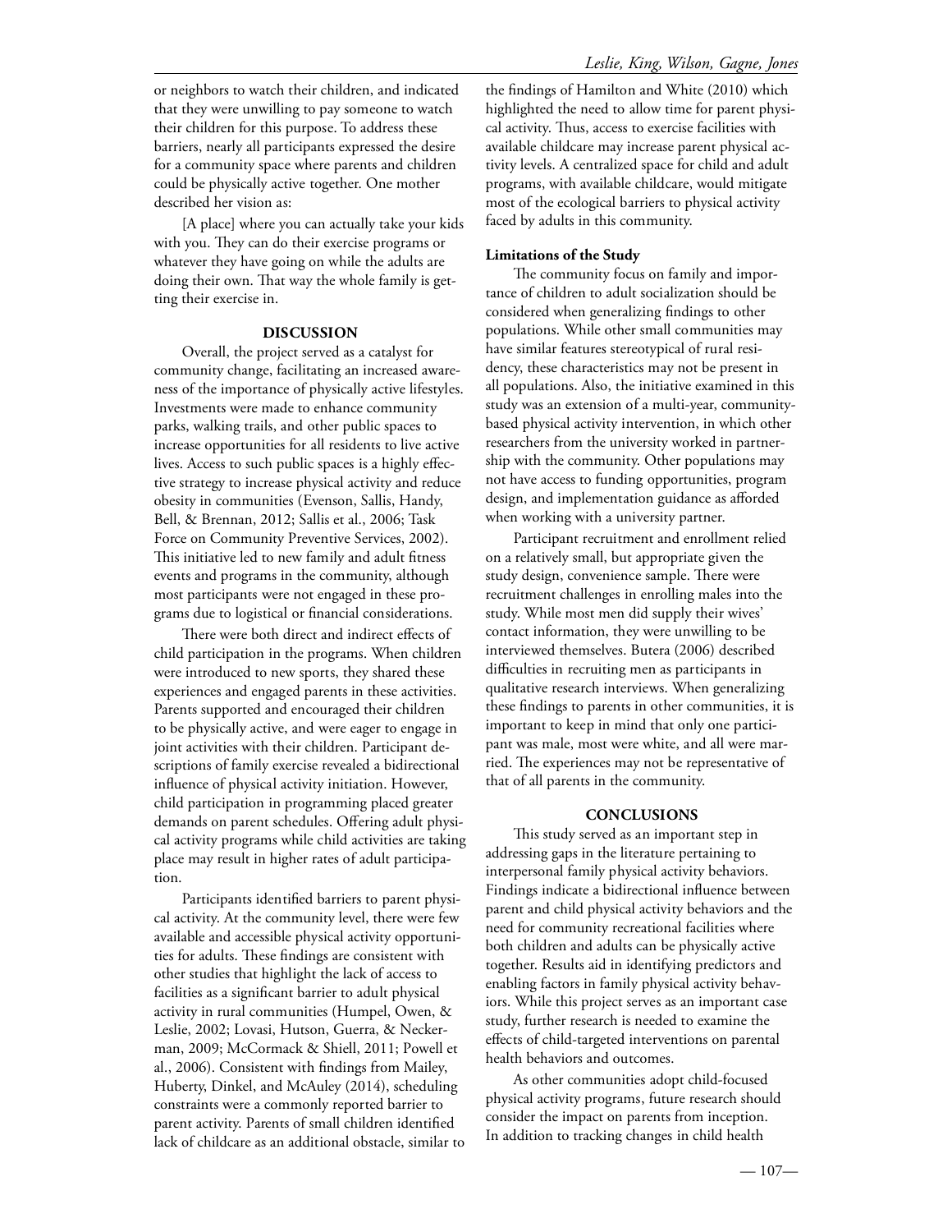or neighbors to watch their children, and indicated that they were unwilling to pay someone to watch their children for this purpose. To address these barriers, nearly all participants expressed the desire for a community space where parents and children could be physically active together. One mother described her vision as:

[A place] where you can actually take your kids with you. They can do their exercise programs or whatever they have going on while the adults are doing their own. That way the whole family is getting their exercise in.

## DISCUSSION

Overall, the project served as a catalyst for community change, facilitating an increased awareness of the importance of physically active lifestyles. Investments were made to enhance community parks, walking trails, and other public spaces to increase opportunities for all residents to live active lives. Access to such public spaces is a highly effective strategy to increase physical activity and reduce obesity in communities (Evenson, Sallis, Handy, Bell, & Brennan, 2012; Sallis et al., 2006; Task Force on Community Preventive Services, 2002). This initiative led to new family and adult fitness events and programs in the community, although most participants were not engaged in these programs due to logistical or financial considerations.

There were both direct and indirect effects of child participation in the programs. When children were introduced to new sports, they shared these experiences and engaged parents in these activities. Parents supported and encouraged their children to be physically active, and were eager to engage in joint activities with their children. Participant descriptions of family exercise revealed a bidirectional influence of physical activity initiation. However, child participation in programming placed greater demands on parent schedules. Offering adult physical activity programs while child activities are taking place may result in higher rates of adult participation.

Participants identified barriers to parent physical activity. At the community level, there were few available and accessible physical activity opportunities for adults. These findings are consistent with other studies that highlight the lack of access to facilities as a significant barrier to adult physical activity in rural communities (Humpel, Owen, & Leslie, 2002; Lovasi, Hutson, Guerra, & Neckerman, 2009; McCormack & Shiell, 2011; Powell et al., 2006). Consistent with findings from Mailey, Huberty, Dinkel, and McAuley (2014), scheduling constraints were a commonly reported barrier to parent activity. Parents of small children identified lack of childcare as an additional obstacle, similar to the findings of Hamilton and White (2010) which highlighted the need to allow time for parent physical activity. Thus, access to exercise facilities with available childcare may increase parent physical activity levels. A centralized space for child and adult programs, with available childcare, would mitigate most of the ecological barriers to physical activity faced by adults in this community.

### Limitations of the Study

The community focus on family and importance of children to adult socialization should be considered when generalizing findings to other populations. While other small communities may have similar features stereotypical of rural residency, these characteristics may not be present in all populations. Also, the initiative examined in this study was an extension of a multi-year, community-based physical activity intervention, in which other researchers from the university worked in partnership with the community. Other populations may not have access to funding opportunities, program design, and implementation guidance as afforded when working with a university partner.

Participant recruitment and enrollment relied on a relatively small, but appropriate given the study design, convenience sample. There were recruitment challenges in enrolling males into the study. While most men did supply their wives' contact information, they were unwilling to be interviewed themselves. Butera (2006) described difficulties in recruiting men as participants in qualitative research interviews. When generalizing these findings to parents in other communities, it is important to keep in mind that only one participant was male, most were white, and all were married. The experiences may not be representative of that of all parents in the community.

## CONCLUSIONS

This study served as an important step in addressing gaps in the literature pertaining to interpersonal family physical activity behaviors. Findings indicate a bidirectional influence between parent and child physical activity behaviors and the need for community recreational facilities where both children and adults can be physically active together. Results aid in identifying predictors and enabling factors in family physical activity behaviors. While this project serves as an important case study, further research is needed to examine the effects of child-targeted interventions on parental health behaviors and outcomes.

As other communities adopt child-focused physical activity programs, future research should consider the impact on parents from inception. In addition to tracking changes in child health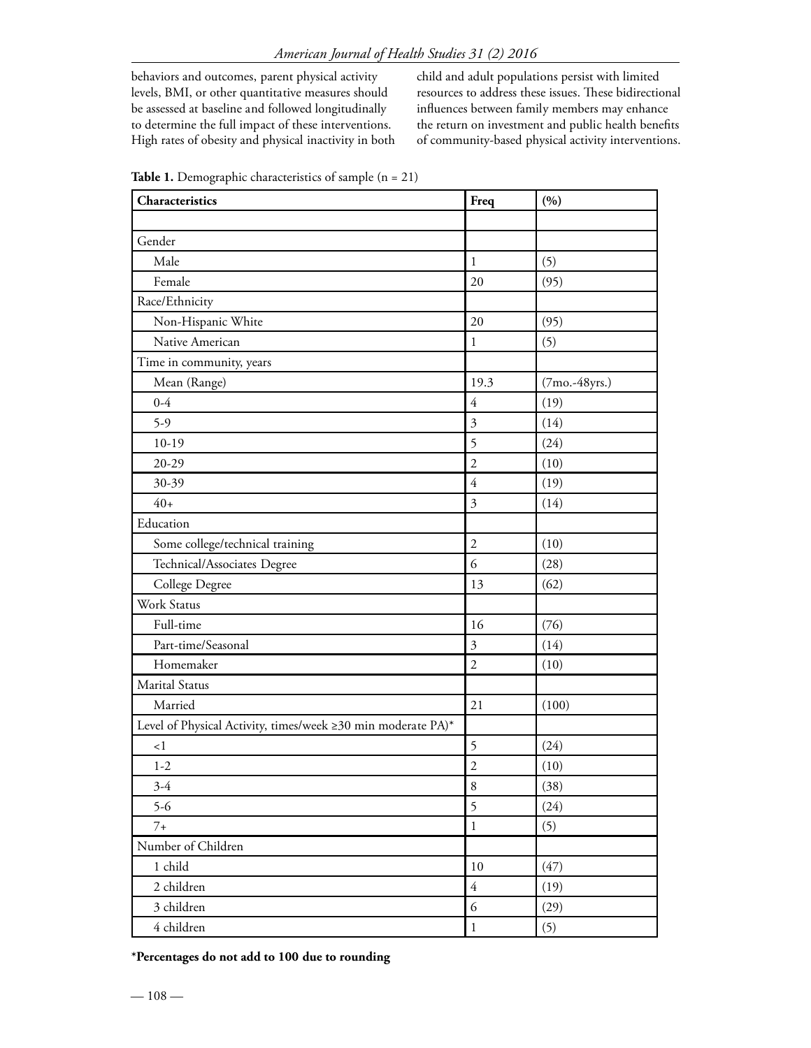behaviors and outcomes, parent physical activity levels, BMI, or other quantitative measures should be assessed at baseline and followed longitudinally to determine the full impact of these interventions. High rates of obesity and physical inactivity in both child and adult populations persist with limited resources to address these issues. These bidirectional influences between family members may enhance the return on investment and public health benefits of community-based physical activity interventions.

**Table 1.** Demographic characteristics of sample (n = 21)

| **Characteristics** | **Freq** | **(%)** |
|---|---|---|
| | | |
| Gender | | |
| Male | 1 | (5) |
| Female | 20 | (95) |
| Race/Ethnicity | | |
| Non-Hispanic White | 20 | (95) |
| Native American | 1 | (5) |
| Time in community, years | | |
| Mean (Range) | 19.3 | (7mo.-48yrs.) |
| 0-4 | 4 | (19) |
| 5-9 | 3 | (14) |
| 10-19 | 5 | (24) |
| 20-29 | 2 | (10) |
| 30-39 | 4 | (19) |
| 40+ | 3 | (14) |
| Education | | |
| Some college/technical training | 2 | (10) |
| Technical/Associates Degree | 6 | (28) |
| College Degree | 13 | (62) |
| Work Status | | |
| Full-time | 16 | (76) |
| Part-time/Seasonal | 3 | (14) |
| Homemaker | 2 | (10) |
| Marital Status | | |
| Married | 21 | (100) |
| Level of Physical Activity, times/week ≥30 min moderate PA)* | | |
| <1 | 5 | (24) |
| 1-2 | 2 | (10) |
| 3-4 | 8 | (38) |
| 5-6 | 5 | (24) |
| 7+ | 1 | (5) |
| Number of Children | | |
| 1 child | 10 | (47) |
| 2 children | 4 | (19) |
| 3 children | 6 | (29) |
| 4 children | 1 | (5) |

**\*Percentages do not add to 100 due to rounding**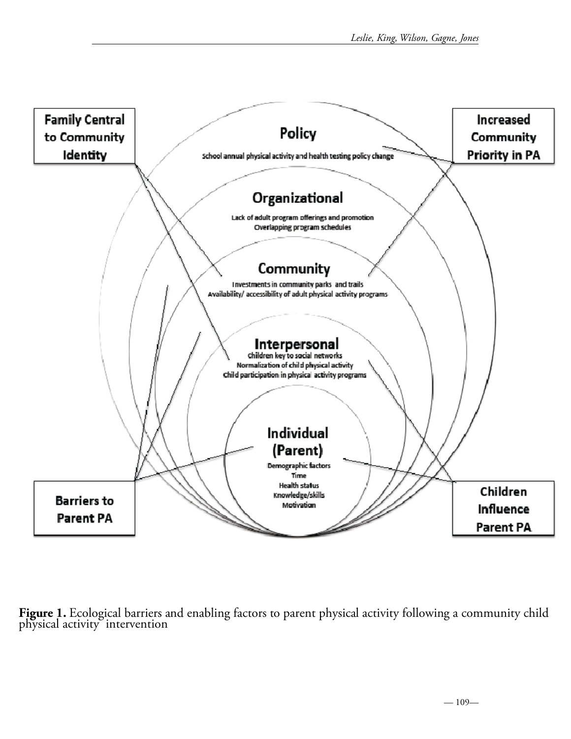**Family Central to Community Identity**

**Increased Community Priority in PA**

**Policy**

School annual physical activity and health testing policy change

**Organizational**

Lack of adult program offerings and promotion
Overlapping program schedules

**Community**

Investments in community parks and trails
Availability/ accessibility of adult physical activity programs

**Interpersonal**

Children key to social networks
Normalization of child physical activity
Child participation in physical activity programs

**Individual (Parent)**

Demographic factors
Time
Health status
Knowledge/skills
Motivation

**Barriers to Parent PA**

**Children Influence Parent PA**

**Figure 1.** Ecological barriers and enabling factors to parent physical activity following a community child physical activity intervention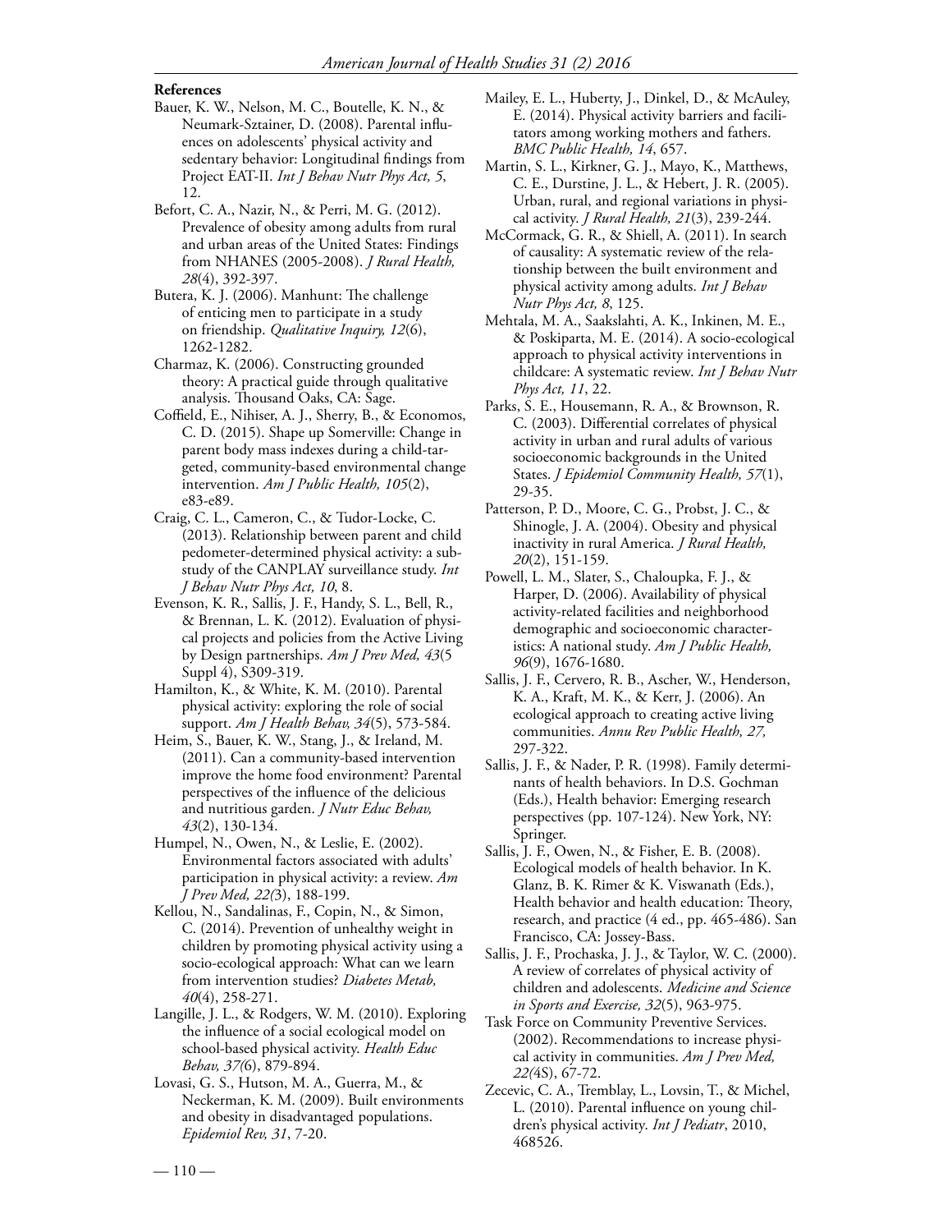**References**

Bauer, K. W., Nelson, M. C., Boutelle, K. N., & Neumark-Sztainer, D. (2008). Parental influences on adolescents' physical activity and sedentary behavior: Longitudinal findings from Project EAT-II. *Int J Behav Nutr Phys Act, 5*, 12.

Befort, C. A., Nazir, N., & Perri, M. G. (2012). Prevalence of obesity among adults from rural and urban areas of the United States: Findings from NHANES (2005-2008). *J Rural Health, 28*(4), 392-397.

Butera, K. J. (2006). Manhunt: The challenge of enticing men to participate in a study on friendship. *Qualitative Inquiry, 12*(6), 1262-1282.

Charmaz, K. (2006). Constructing grounded theory: A practical guide through qualitative analysis. Thousand Oaks, CA: Sage.

Coffield, E., Nihiser, A. J., Sherry, B., & Economos, C. D. (2015). Shape up Somerville: Change in parent body mass indexes during a child-targeted, community-based environmental change intervention. *Am J Public Health, 105*(2), e83-e89.

Craig, C. L., Cameron, C., & Tudor-Locke, C. (2013). Relationship between parent and child pedometer-determined physical activity: a sub-study of the CANPLAY surveillance study. *Int J Behav Nutr Phys Act, 10*, 8.

Evenson, K. R., Sallis, J. F., Handy, S. L., Bell, R., & Brennan, L. K. (2012). Evaluation of physical projects and policies from the Active Living by Design partnerships. *Am J Prev Med, 43*(5 Suppl 4), S309-319.

Hamilton, K., & White, K. M. (2010). Parental physical activity: exploring the role of social support. *Am J Health Behav, 34*(5), 573-584.

Heim, S., Bauer, K. W., Stang, J., & Ireland, M. (2011). Can a community-based intervention improve the home food environment? Parental perspectives of the influence of the delicious and nutritious garden. *J Nutr Educ Behav, 43*(2), 130-134.

Humpel, N., Owen, N., & Leslie, E. (2002). Environmental factors associated with adults' participation in physical activity: a review. *Am J Prev Med, 22(*3), 188-199.

Kellou, N., Sandalinas, F., Copin, N., & Simon, C. (2014). Prevention of unhealthy weight in children by promoting physical activity using a socio-ecological approach: What can we learn from intervention studies? *Diabetes Metab, 40*(4), 258-271.

Langille, J. L., & Rodgers, W. M. (2010). Exploring the influence of a social ecological model on school-based physical activity. *Health Educ Behav, 37(*6), 879-894.

Lovasi, G. S., Hutson, M. A., Guerra, M., & Neckerman, K. M. (2009). Built environments and obesity in disadvantaged populations. *Epidemiol Rev, 31*, 7-20.

Mailey, E. L., Huberty, J., Dinkel, D., & McAuley, E. (2014). Physical activity barriers and facilitators among working mothers and fathers. *BMC Public Health, 14*, 657.

Martin, S. L., Kirkner, G. J., Mayo, K., Matthews, C. E., Durstine, J. L., & Hebert, J. R. (2005). Urban, rural, and regional variations in physical activity. *J Rural Health, 21*(3), 239-244.

McCormack, G. R., & Shiell, A. (2011). In search of causality: A systematic review of the relationship between the built environment and physical activity among adults. *Int J Behav Nutr Phys Act, 8*, 125.

Mehtala, M. A., Saakslahti, A. K., Inkinen, M. E., & Poskiparta, M. E. (2014). A socio-ecological approach to physical activity interventions in childcare: A systematic review. *Int J Behav Nutr Phys Act, 11*, 22.

Parks, S. E., Housemann, R. A., & Brownson, R. C. (2003). Differential correlates of physical activity in urban and rural adults of various socioeconomic backgrounds in the United States. *J Epidemiol Community Health, 57*(1), 29-35.

Patterson, P. D., Moore, C. G., Probst, J. C., & Shinogle, J. A. (2004). Obesity and physical inactivity in rural America. *J Rural Health, 20*(2), 151-159.

Powell, L. M., Slater, S., Chaloupka, F. J., & Harper, D. (2006). Availability of physical activity-related facilities and neighborhood demographic and socioeconomic characteristics: A national study. *Am J Public Health, 96*(9), 1676-1680.

Sallis, J. F., Cervero, R. B., Ascher, W., Henderson, K. A., Kraft, M. K., & Kerr, J. (2006). An ecological approach to creating active living communities. *Annu Rev Public Health, 27,* 297-322.

Sallis, J. F., & Nader, P. R. (1998). Family determinants of health behaviors. In D.S. Gochman (Eds.), Health behavior: Emerging research perspectives (pp. 107-124). New York, NY: Springer.

Sallis, J. F., Owen, N., & Fisher, E. B. (2008). Ecological models of health behavior. In K. Glanz, B. K. Rimer & K. Viswanath (Eds.), Health behavior and health education: Theory, research, and practice (4 ed., pp. 465-486). San Francisco, CA: Jossey-Bass.

Sallis, J. F., Prochaska, J. J., & Taylor, W. C. (2000). A review of correlates of physical activity of children and adolescents. *Medicine and Science in Sports and Exercise, 32*(5), 963-975.

Task Force on Community Preventive Services. (2002). Recommendations to increase physical activity in communities. *Am J Prev Med, 22(*4S), 67-72.

Zecevic, C. A., Tremblay, L., Lovsin, T., & Michel, L. (2010). Parental influence on young children's physical activity. *Int J Pediatr*, 2010, 468526.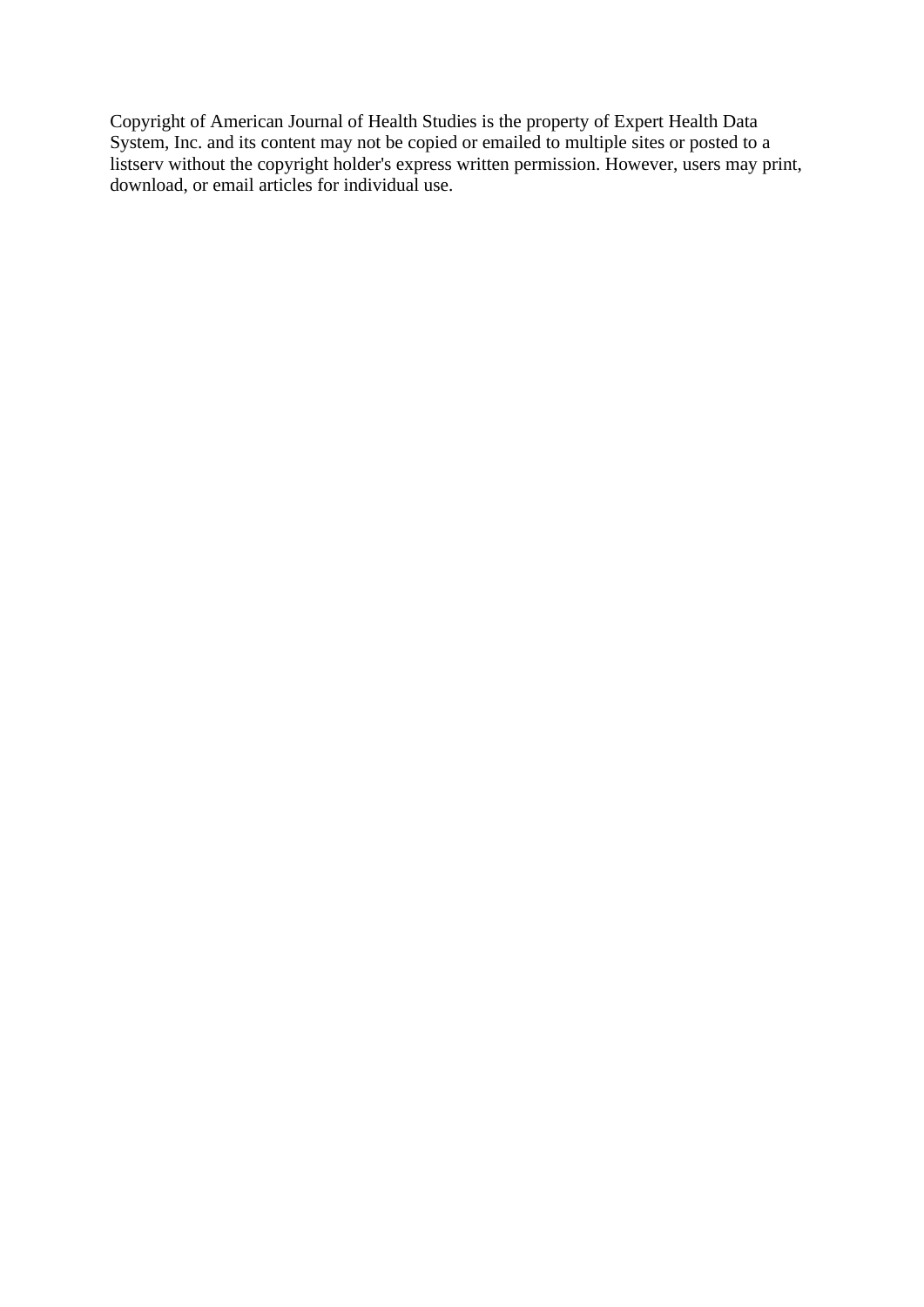Copyright of American Journal of Health Studies is the property of Expert Health Data System, Inc. and its content may not be copied or emailed to multiple sites or posted to a listserv without the copyright holder's express written permission. However, users may print, download, or email articles for individual use.